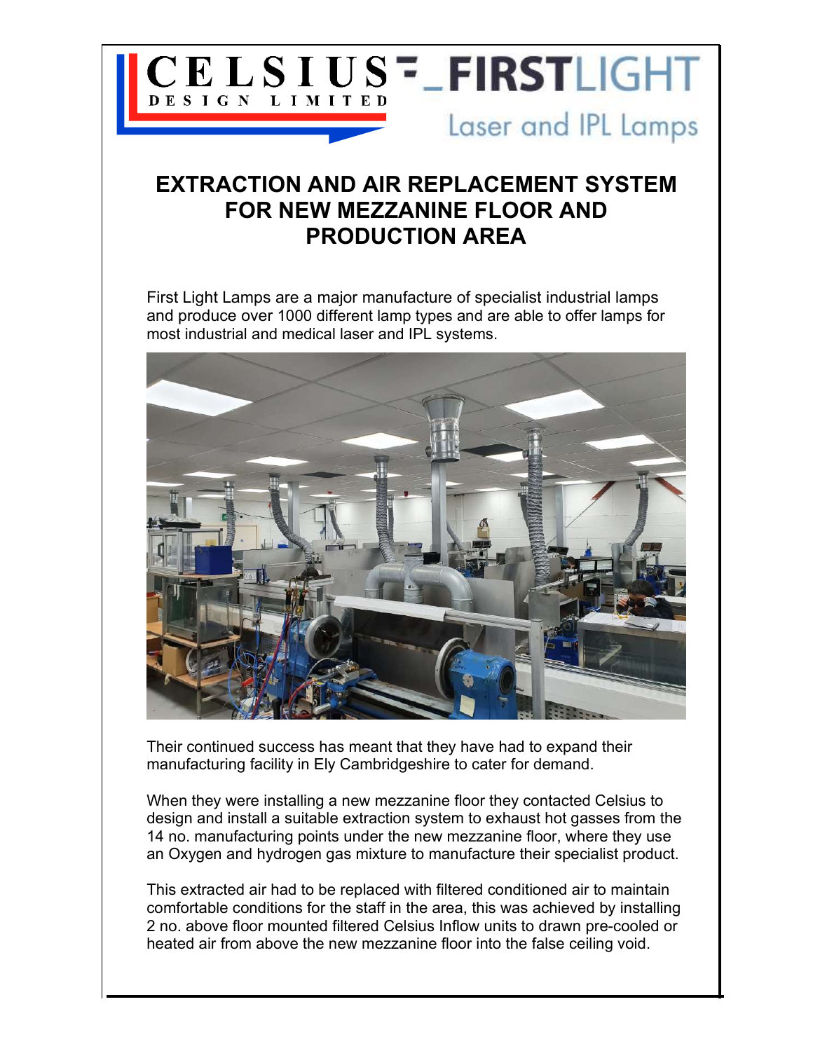CELSIUS DESIGN LIMITED

FIRSTLIGHT Laser and IPL Lamps

# EXTRACTION AND AIR REPLACEMENT SYSTEM FOR NEW MEZZANINE FLOOR AND PRODUCTION AREA

First Light Lamps are a major manufacture of specialist industrial lamps and produce over 1000 different lamp types and are able to offer lamps for most industrial and medical laser and IPL systems.

Their continued success has meant that they have had to expand their manufacturing facility in Ely Cambridgeshire to cater for demand.

When they were installing a new mezzanine floor they contacted Celsius to design and install a suitable extraction system to exhaust hot gasses from the 14 no. manufacturing points under the new mezzanine floor, where they use an Oxygen and hydrogen gas mixture to manufacture their specialist product.

This extracted air had to be replaced with filtered conditioned air to maintain comfortable conditions for the staff in the area, this was achieved by installing 2 no. above floor mounted filtered Celsius Inflow units to drawn pre-cooled or heated air from above the new mezzanine floor into the false ceiling void.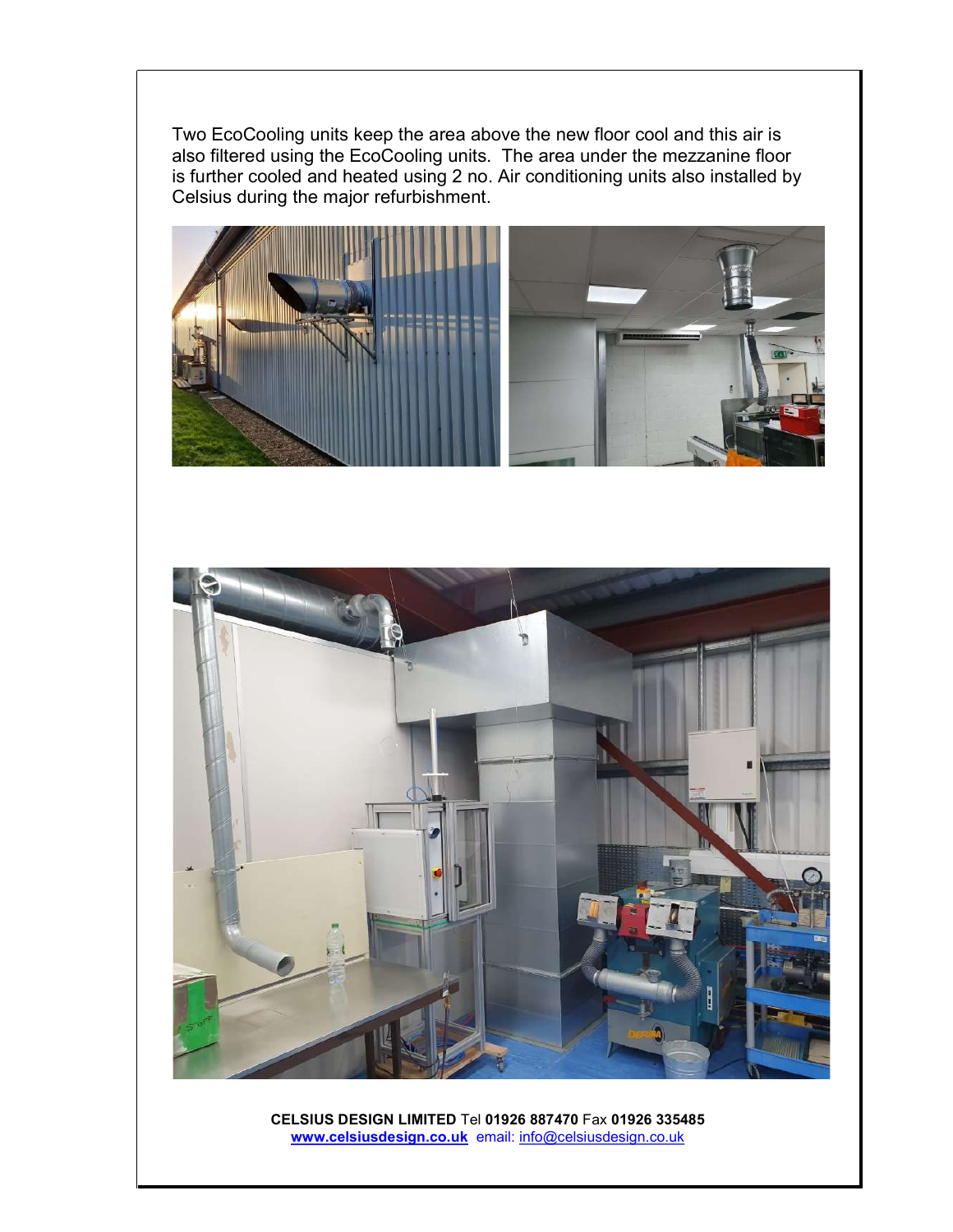Two EcoCooling units keep the area above the new floor cool and this air is also filtered using the EcoCooling units. The area under the mezzanine floor is further cooled and heated using 2 no. Air conditioning units also installed by Celsius during the major refurbishment.

**CELSIUS DESIGN LIMITED** Tel **01926 887470** Fax **01926 335485**
**www.celsiusdesign.co.uk** email: info@celsiusdesign.co.uk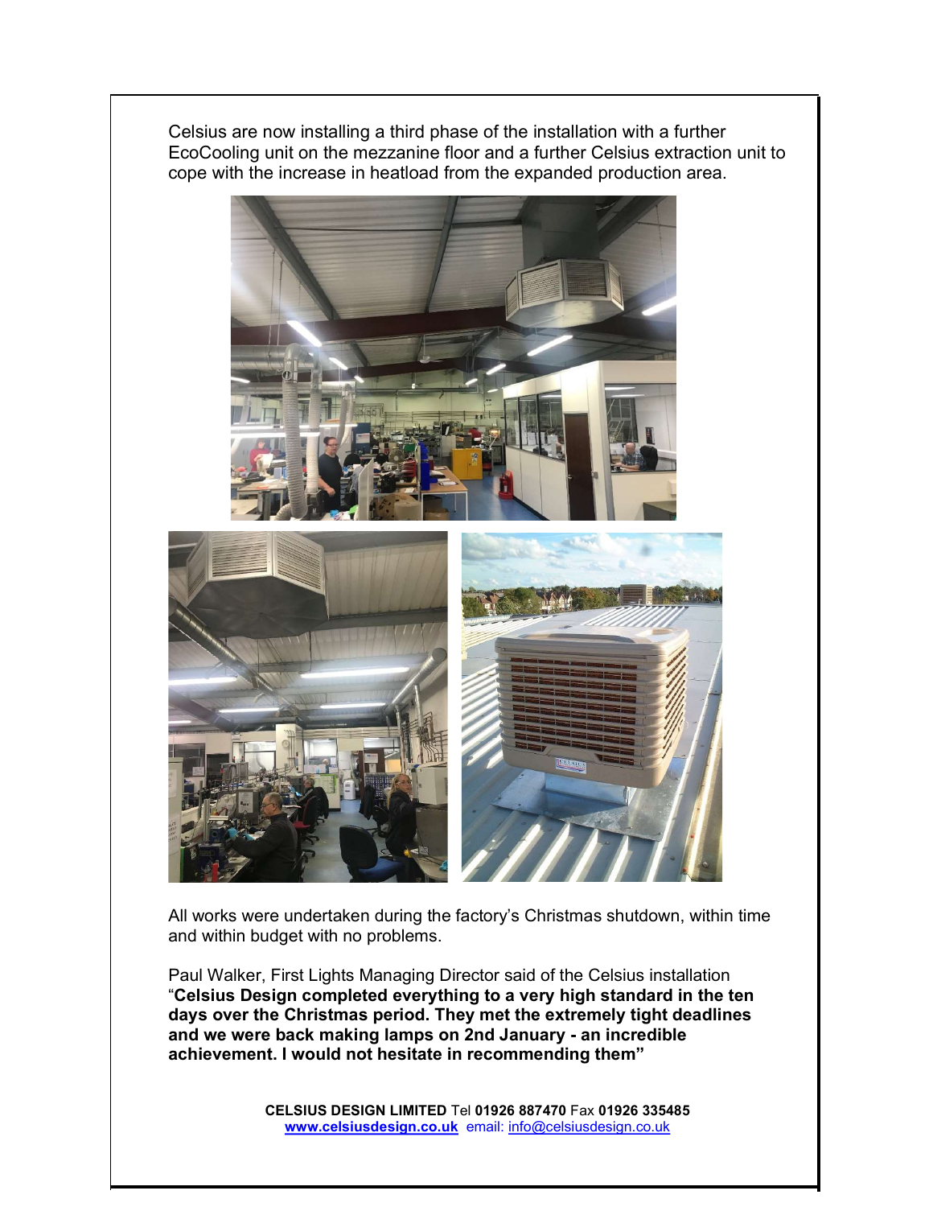Celsius are now installing a third phase of the installation with a further EcoCooling unit on the mezzanine floor and a further Celsius extraction unit to cope with the increase in heatload from the expanded production area.

All works were undertaken during the factory's Christmas shutdown, within time and within budget with no problems.

Paul Walker, First Lights Managing Director said of the Celsius installation "**Celsius Design completed everything to a very high standard in the ten days over the Christmas period. They met the extremely tight deadlines and we were back making lamps on 2nd January - an incredible achievement. I would not hesitate in recommending them"**

**CELSIUS DESIGN LIMITED** Tel **01926 887470** Fax **01926 335485**
**www.celsiusdesign.co.uk** email: info@celsiusdesign.co.uk